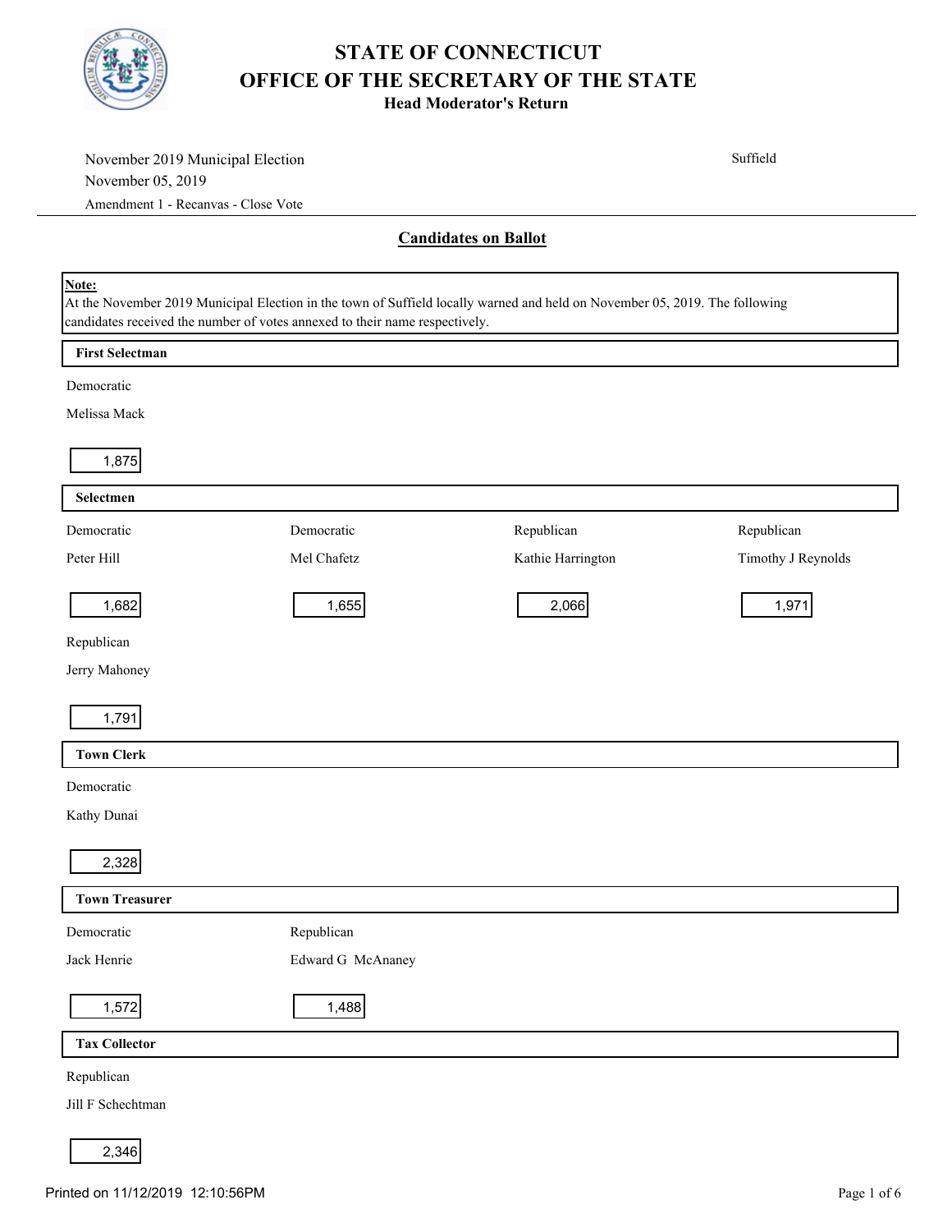# STATE OF CONNECTICUT
# OFFICE OF THE SECRETARY OF THE STATE
### Head Moderator's Return

November 2019 Municipal Election
November 05, 2019
Amendment 1 - Recanvas - Close Vote

Suffield

## Candidates on Ballot

**Note:**
At the November 2019 Municipal Election in the town of Suffield locally warned and held on November 05, 2019. The following candidates received the number of votes annexed to their name respectively.

### First Selectman

| Party | Candidate | Votes |
|---|---|---|
| Democratic | Melissa Mack | 1,875 |

### Selectmen

| Party | Candidate | Votes |
|---|---|---|
| Democratic | Peter Hill | 1,682 |
| Democratic | Mel Chafetz | 1,655 |
| Republican | Kathie Harrington | 2,066 |
| Republican | Timothy J Reynolds | 1,971 |
| Republican | Jerry Mahoney | 1,791 |

### Town Clerk

| Party | Candidate | Votes |
|---|---|---|
| Democratic | Kathy Dunai | 2,328 |

### Town Treasurer

| Party | Candidate | Votes |
|---|---|---|
| Democratic | Jack Henrie | 1,572 |
| Republican | Edward G McAnaney | 1,488 |

### Tax Collector

| Party | Candidate | Votes |
|---|---|---|
| Republican | Jill F Schechtman | 2,346 |

Printed on 11/12/2019 12:10:56PM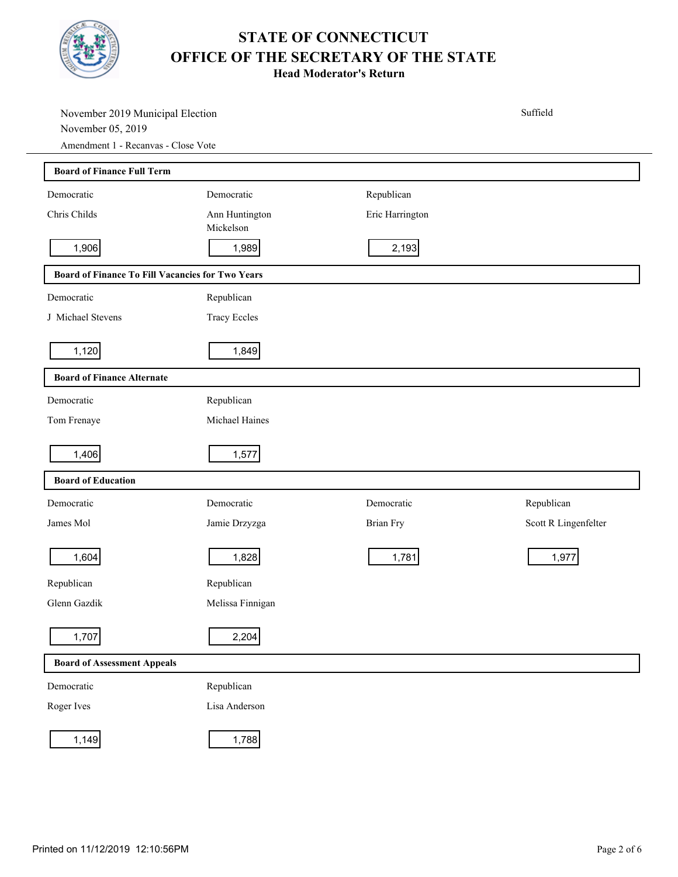# STATE OF CONNECTICUT
# OFFICE OF THE SECRETARY OF THE STATE
## Head Moderator's Return

November 2019 Municipal Election
November 05, 2019
Amendment 1 - Recanvas - Close Vote

Suffield

### Board of Finance Full Term

| Democratic | Democratic | Republican |
|---|---|---|
| Chris Childs | Ann Huntington Mickelson | Eric Harrington |
| 1,906 | 1,989 | 2,193 |

### Board of Finance To Fill Vacancies for Two Years

| Democratic | Republican |
|---|---|
| J Michael Stevens | Tracy Eccles |
| 1,120 | 1,849 |

### Board of Finance Alternate

| Democratic | Republican |
|---|---|
| Tom Frenaye | Michael Haines |
| 1,406 | 1,577 |

### Board of Education

| Democratic | Democratic | Democratic | Republican |
|---|---|---|---|
| James Mol | Jamie Drzyzga | Brian Fry | Scott R Lingenfelter |
| 1,604 | 1,828 | 1,781 | 1,977 |
| **Republican** | **Republican** | | |
| Glenn Gazdik | Melissa Finnigan | | |
| 1,707 | 2,204 | | |

### Board of Assessment Appeals

| Democratic | Republican |
|---|---|
| Roger Ives | Lisa Anderson |
| 1,149 | 1,788 |

Printed on 11/12/2019 12:10:56PM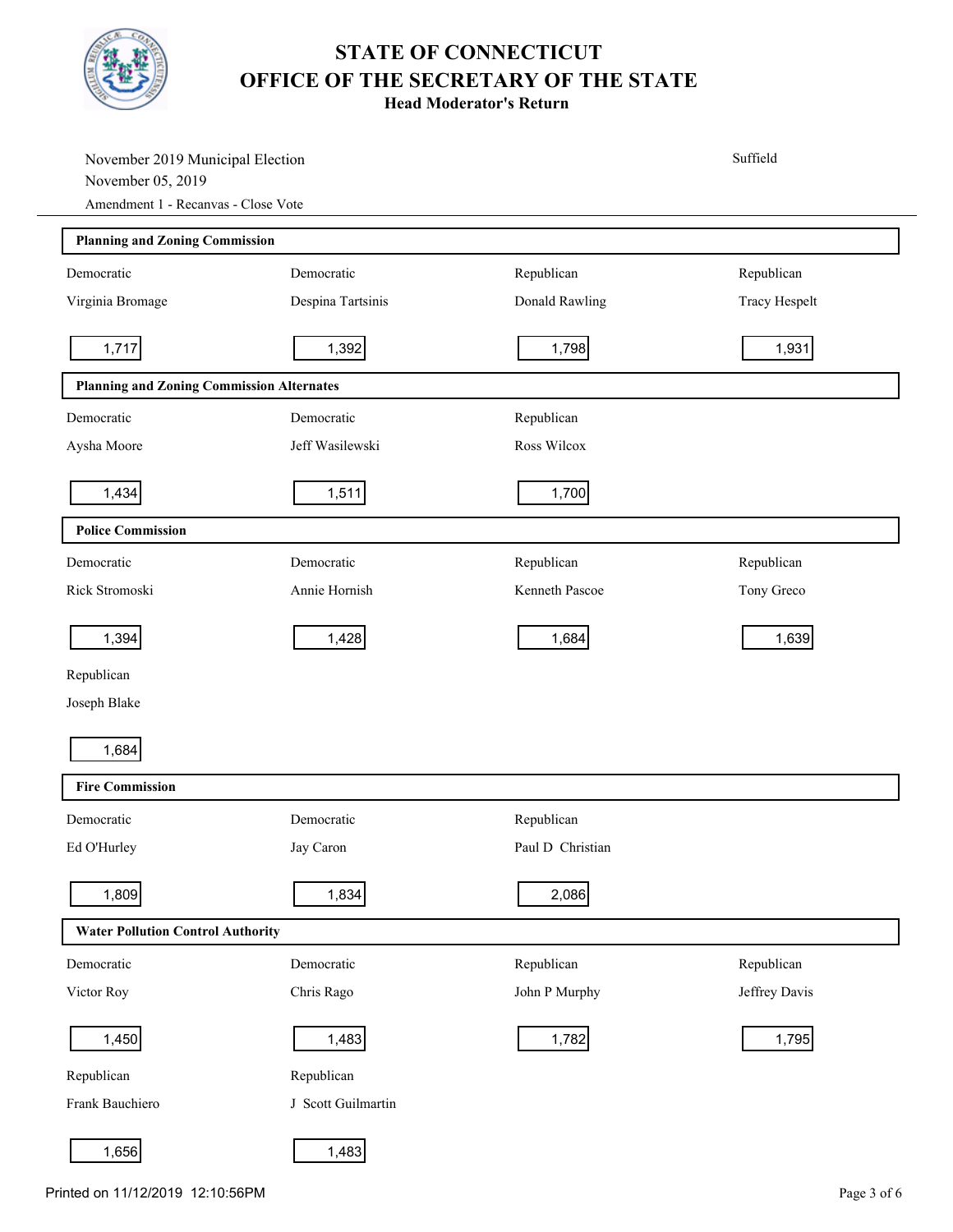# STATE OF CONNECTICUT
# OFFICE OF THE SECRETARY OF THE STATE
## Head Moderator's Return

November 2019 Municipal Election
November 05, 2019
Amendment 1 - Recanvas - Close Vote

Suffield

### Planning and Zoning Commission

| Party | Candidate | Votes |
|---|---|---|
| Democratic | Virginia Bromage | 1,717 |
| Democratic | Despina Tartsinis | 1,392 |
| Republican | Donald Rawling | 1,798 |
| Republican | Tracy Hespelt | 1,931 |

### Planning and Zoning Commission Alternates

| Party | Candidate | Votes |
|---|---|---|
| Democratic | Aysha Moore | 1,434 |
| Democratic | Jeff Wasilewski | 1,511 |
| Republican | Ross Wilcox | 1,700 |

### Police Commission

| Party | Candidate | Votes |
|---|---|---|
| Democratic | Rick Stromoski | 1,394 |
| Democratic | Annie Hornish | 1,428 |
| Republican | Kenneth Pascoe | 1,684 |
| Republican | Tony Greco | 1,639 |
| Republican | Joseph Blake | 1,684 |

### Fire Commission

| Party | Candidate | Votes |
|---|---|---|
| Democratic | Ed O'Hurley | 1,809 |
| Democratic | Jay Caron | 1,834 |
| Republican | Paul D Christian | 2,086 |

### Water Pollution Control Authority

| Party | Candidate | Votes |
|---|---|---|
| Democratic | Victor Roy | 1,450 |
| Democratic | Chris Rago | 1,483 |
| Republican | John P Murphy | 1,782 |
| Republican | Jeffrey Davis | 1,795 |
| Republican | Frank Bauchiero | 1,656 |
| Republican | J Scott Guilmartin | 1,483 |

Printed on 11/12/2019 12:10:56PM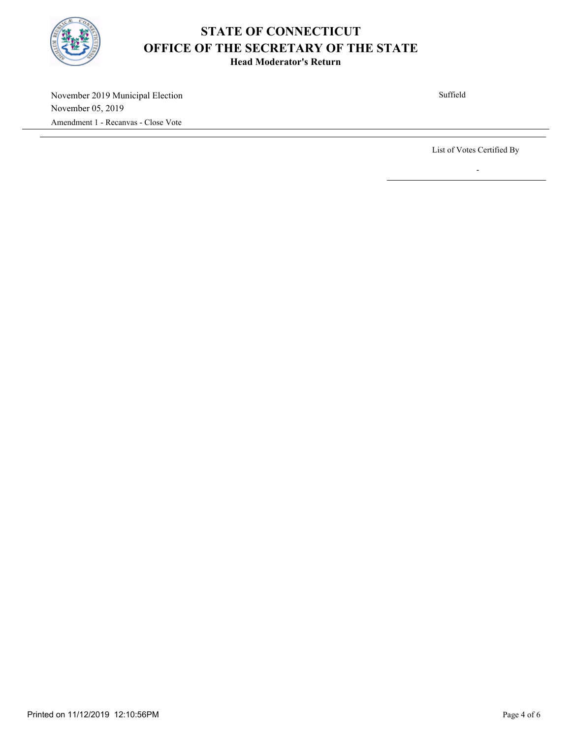# STATE OF CONNECTICUT
## OFFICE OF THE SECRETARY OF THE STATE
### Head Moderator's Return

November 2019 Municipal Election

November 05, 2019

Amendment 1 - Recanvas - Close Vote

Suffield

---

List of Votes Certified By

-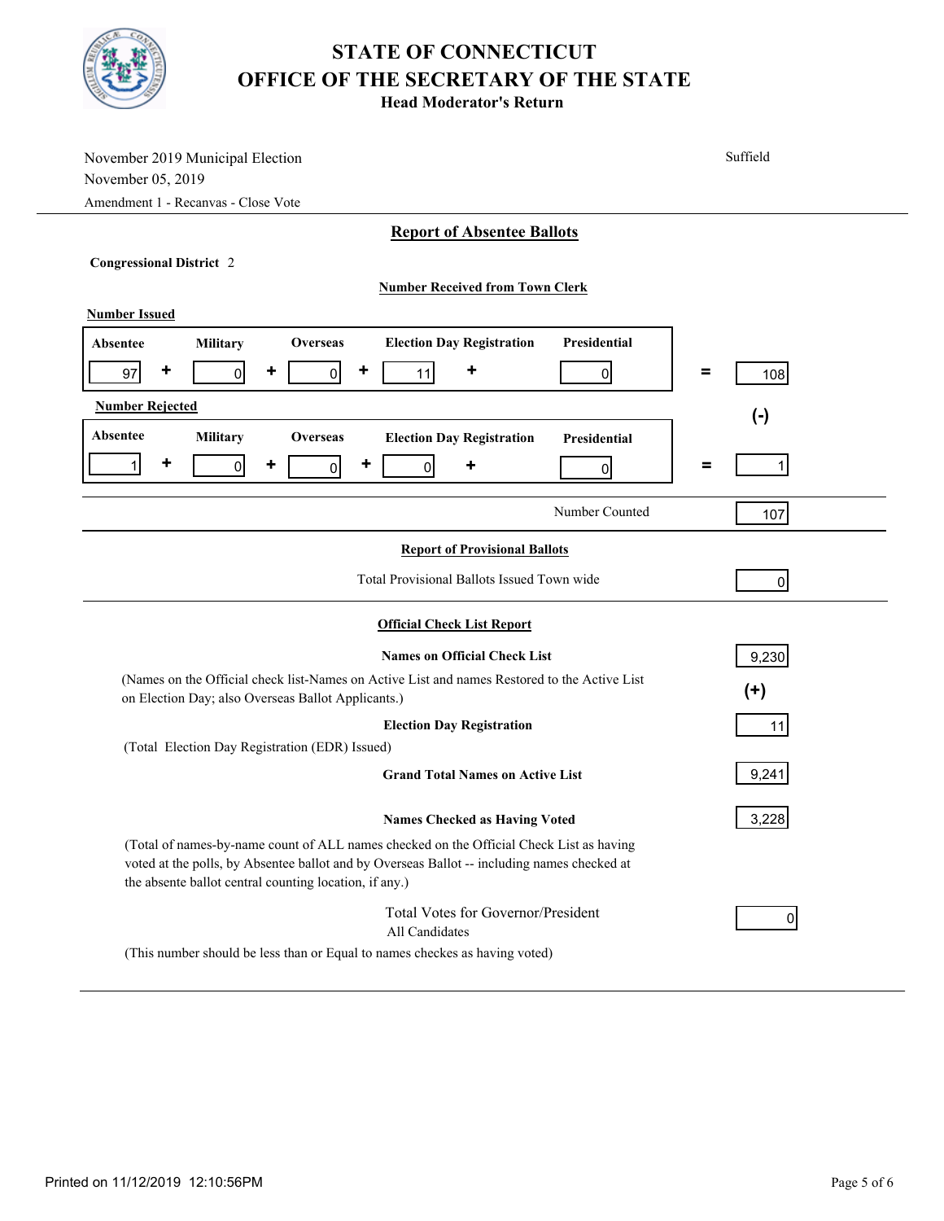# STATE OF CONNECTICUT
# OFFICE OF THE SECRETARY OF THE STATE
## Head Moderator's Return

November 2019 Municipal Election
November 05, 2019
Amendment 1 - Recanvas - Close Vote

Suffield

### Report of Absentee Ballots

**Congressional District** 2

**Number Received from Town Clerk**

**Number Issued**

| Absentee | | Military | | Overseas | | Election Day Registration | | Presidential | | Total |
|---|---|---|---|---|---|---|---|---|---|---|
| 97 | + | 0 | + | 0 | + | 11 | + | 0 | = | 108 |

(-)

**Number Rejected**

| Absentee | | Military | | Overseas | | Election Day Registration | | Presidential | | Total |
|---|---|---|---|---|---|---|---|---|---|---|
| 1 | + | 0 | + | 0 | + | 0 | + | 0 | = | 1 |

Number Counted: 107

### Report of Provisional Ballots

Total Provisional Ballots Issued Town wide: 0

### Official Check List Report

**Names on Official Check List**: 9,230

(Names on the Official check list-Names on Active List and names Restored to the Active List on Election Day; also Overseas Ballot Applicants.)

(+)

**Election Day Registration**: 11

(Total Election Day Registration (EDR) Issued)

**Grand Total Names on Active List**: 9,241

**Names Checked as Having Voted**: 3,228

(Total of names-by-name count of ALL names checked on the Official Check List as having voted at the polls, by Absentee ballot and by Overseas Ballot -- including names checked at the absente ballot central counting location, if any.)

Total Votes for Governor/President
All Candidates: 0

(This number should be less than or Equal to names checkes as having voted)

Printed on 11/12/2019 12:10:56PM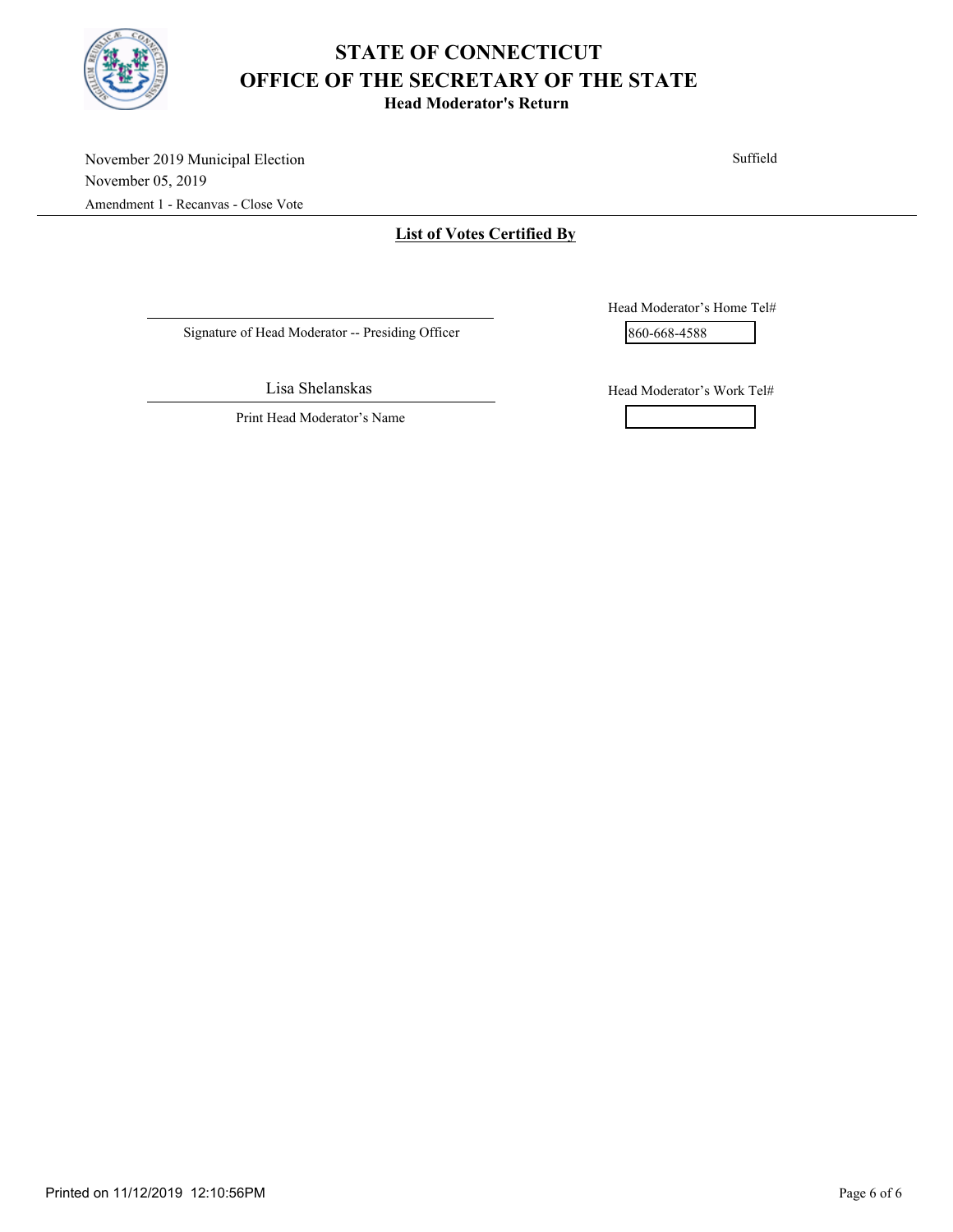# STATE OF CONNECTICUT
# OFFICE OF THE SECRETARY OF THE STATE
### Head Moderator's Return

November 2019 Municipal Election
November 05, 2019
Amendment 1 - Recanvas - Close Vote

Suffield

**List of Votes Certified By**

Signature of Head Moderator -- Presiding Officer

Head Moderator's Home Tel#
860-668-4588

Lisa Shelanskas
Print Head Moderator's Name

Head Moderator's Work Tel#

Printed on 11/12/2019 12:10:56PM